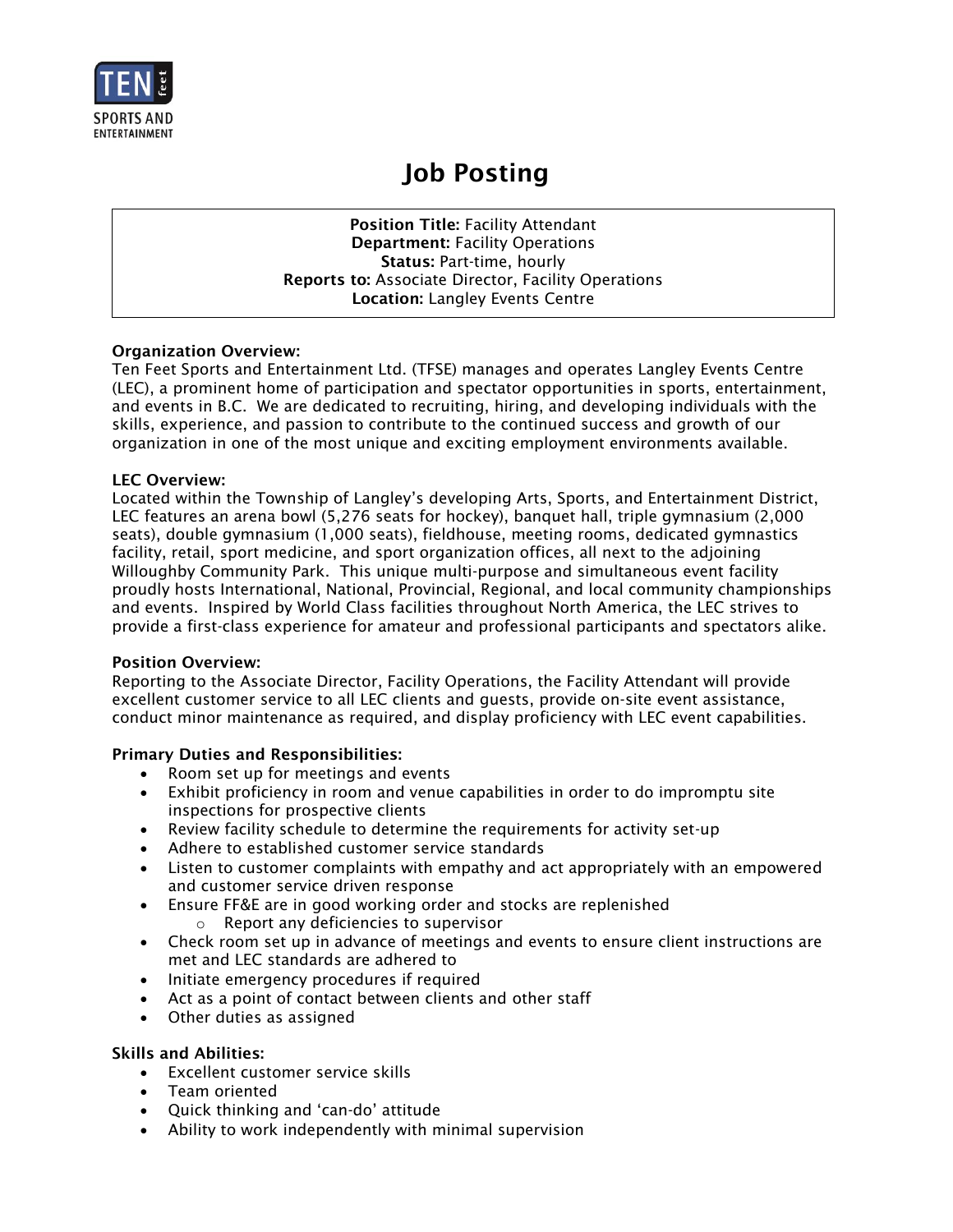TEN feet SPORTS AND ENTERTAINMENT

# Job Posting

**Position Title:** Facility Attendant
**Department:** Facility Operations
**Status:** Part-time, hourly
**Reports to:** Associate Director, Facility Operations
**Location:** Langley Events Centre

**Organization Overview:**
Ten Feet Sports and Entertainment Ltd. (TFSE) manages and operates Langley Events Centre (LEC), a prominent home of participation and spectator opportunities in sports, entertainment, and events in B.C. We are dedicated to recruiting, hiring, and developing individuals with the skills, experience, and passion to contribute to the continued success and growth of our organization in one of the most unique and exciting employment environments available.

**LEC Overview:**
Located within the Township of Langley's developing Arts, Sports, and Entertainment District, LEC features an arena bowl (5,276 seats for hockey), banquet hall, triple gymnasium (2,000 seats), double gymnasium (1,000 seats), fieldhouse, meeting rooms, dedicated gymnastics facility, retail, sport medicine, and sport organization offices, all next to the adjoining Willoughby Community Park. This unique multi-purpose and simultaneous event facility proudly hosts International, National, Provincial, Regional, and local community championships and events. Inspired by World Class facilities throughout North America, the LEC strives to provide a first-class experience for amateur and professional participants and spectators alike.

**Position Overview:**
Reporting to the Associate Director, Facility Operations, the Facility Attendant will provide excellent customer service to all LEC clients and guests, provide on-site event assistance, conduct minor maintenance as required, and display proficiency with LEC event capabilities.

**Primary Duties and Responsibilities:**

- Room set up for meetings and events
- Exhibit proficiency in room and venue capabilities in order to do impromptu site inspections for prospective clients
- Review facility schedule to determine the requirements for activity set-up
- Adhere to established customer service standards
- Listen to customer complaints with empathy and act appropriately with an empowered and customer service driven response
- Ensure FF&E are in good working order and stocks are replenished
  - Report any deficiencies to supervisor
- Check room set up in advance of meetings and events to ensure client instructions are met and LEC standards are adhered to
- Initiate emergency procedures if required
- Act as a point of contact between clients and other staff
- Other duties as assigned

**Skills and Abilities:**

- Excellent customer service skills
- Team oriented
- Quick thinking and 'can-do' attitude
- Ability to work independently with minimal supervision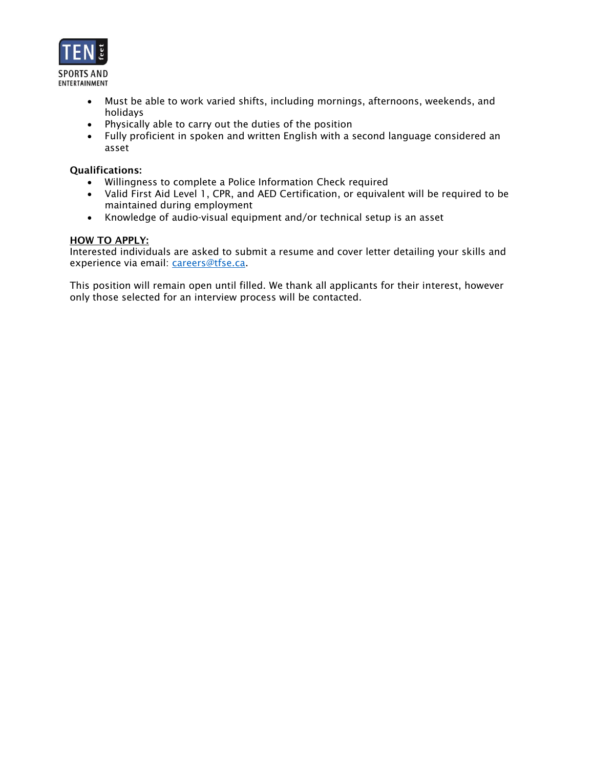- Must be able to work varied shifts, including mornings, afternoons, weekends, and holidays
- Physically able to carry out the duties of the position
- Fully proficient in spoken and written English with a second language considered an asset

**Qualifications:**

- Willingness to complete a Police Information Check required
- Valid First Aid Level 1, CPR, and AED Certification, or equivalent will be required to be maintained during employment
- Knowledge of audio-visual equipment and/or technical setup is an asset

**HOW TO APPLY:**

Interested individuals are asked to submit a resume and cover letter detailing your skills and experience via email: careers@tfse.ca.

This position will remain open until filled. We thank all applicants for their interest, however only those selected for an interview process will be contacted.